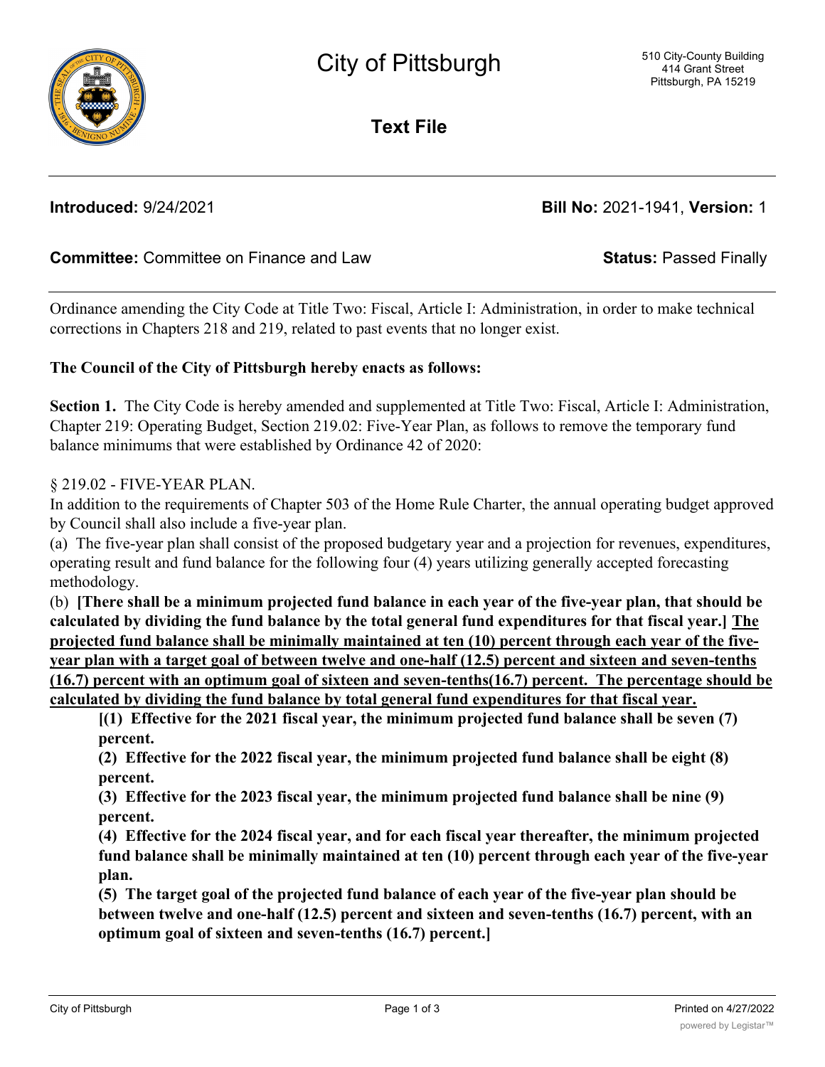# City of Pittsburgh

510 City-County Building
414 Grant Street
Pittsburgh, PA 15219

## Text File

**Introduced:** 9/24/2021 **Bill No:** 2021-1941, **Version:** 1

**Committee:** Committee on Finance and Law **Status:** Passed Finally

Ordinance amending the City Code at Title Two: Fiscal, Article I: Administration, in order to make technical corrections in Chapters 218 and 219, related to past events that no longer exist.

**The Council of the City of Pittsburgh hereby enacts as follows:**

**Section 1.** The City Code is hereby amended and supplemented at Title Two: Fiscal, Article I: Administration, Chapter 219: Operating Budget, Section 219.02: Five-Year Plan, as follows to remove the temporary fund balance minimums that were established by Ordinance 42 of 2020:

§ 219.02 - FIVE-YEAR PLAN.

In addition to the requirements of Chapter 503 of the Home Rule Charter, the annual operating budget approved by Council shall also include a five-year plan.

(a) The five-year plan shall consist of the proposed budgetary year and a projection for revenues, expenditures, operating result and fund balance for the following four (4) years utilizing generally accepted forecasting methodology.

(b) **[There shall be a minimum projected fund balance in each year of the five-year plan, that should be calculated by dividing the fund balance by the total general fund expenditures for that fiscal year.]** <u>**The projected fund balance shall be minimally maintained at ten (10) percent through each year of the five-year plan with a target goal of between twelve and one-half (12.5) percent and sixteen and seven-tenths (16.7) percent with an optimum goal of sixteen and seven-tenths(16.7) percent. The percentage should be calculated by dividing the fund balance by total general fund expenditures for that fiscal year.**</u>

**[(1) Effective for the 2021 fiscal year, the minimum projected fund balance shall be seven (7) percent.**

**(2) Effective for the 2022 fiscal year, the minimum projected fund balance shall be eight (8) percent.**

**(3) Effective for the 2023 fiscal year, the minimum projected fund balance shall be nine (9) percent.**

**(4) Effective for the 2024 fiscal year, and for each fiscal year thereafter, the minimum projected fund balance shall be minimally maintained at ten (10) percent through each year of the five-year plan.**

**(5) The target goal of the projected fund balance of each year of the five-year plan should be between twelve and one-half (12.5) percent and sixteen and seven-tenths (16.7) percent, with an optimum goal of sixteen and seven-tenths (16.7) percent.]**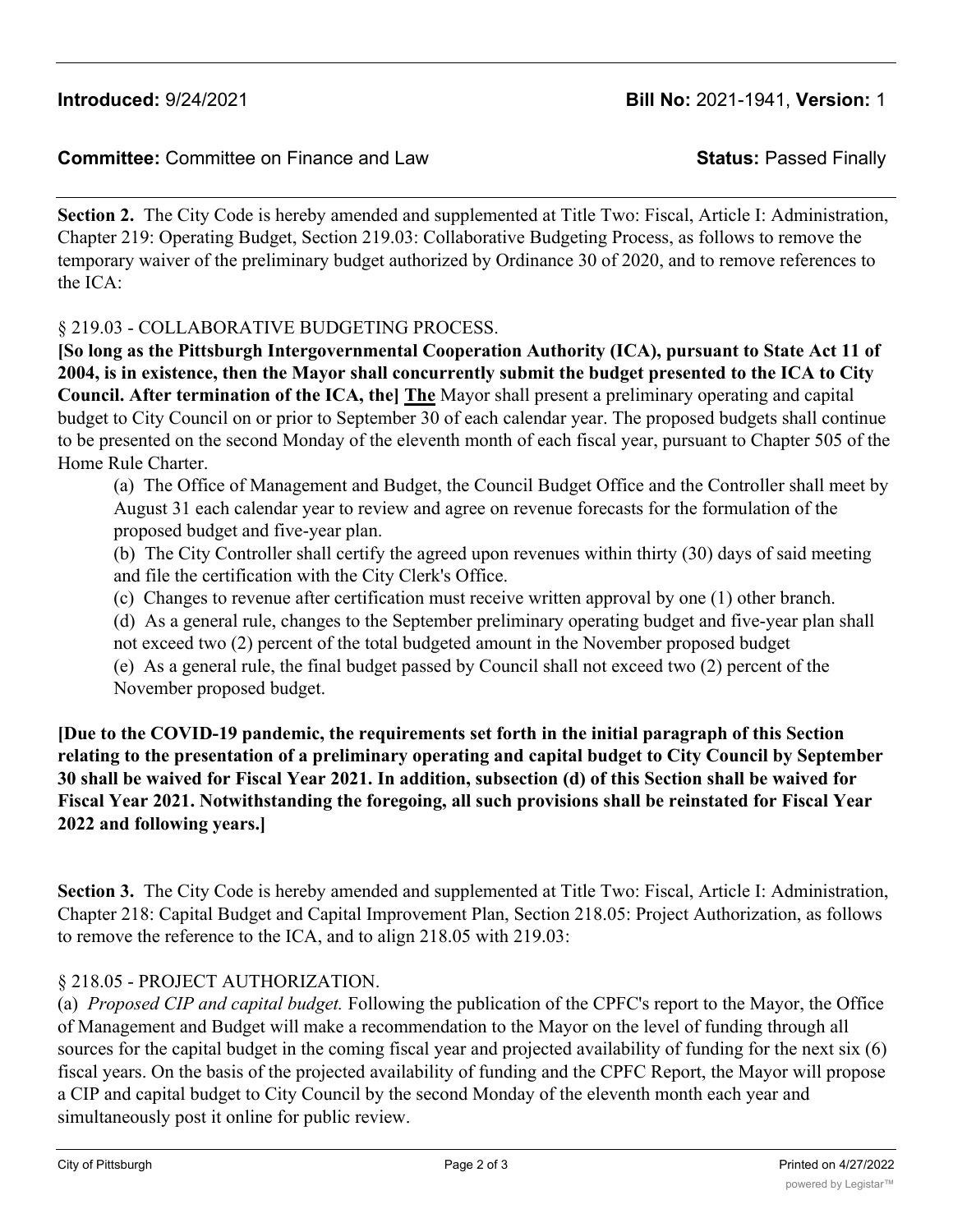**Introduced:** 9/24/2021 **Bill No:** 2021-1941, **Version:** 1

**Committee:** Committee on Finance and Law **Status:** Passed Finally

---

**Section 2.** The City Code is hereby amended and supplemented at Title Two: Fiscal, Article I: Administration, Chapter 219: Operating Budget, Section 219.03: Collaborative Budgeting Process, as follows to remove the temporary waiver of the preliminary budget authorized by Ordinance 30 of 2020, and to remove references to the ICA:

§ 219.03 - COLLABORATIVE BUDGETING PROCESS.

**[So long as the Pittsburgh Intergovernmental Cooperation Authority (ICA), pursuant to State Act 11 of 2004, is in existence, then the Mayor shall concurrently submit the budget presented to the ICA to City Council. After termination of the ICA, the]** <u>**The**</u> Mayor shall present a preliminary operating and capital budget to City Council on or prior to September 30 of each calendar year. The proposed budgets shall continue to be presented on the second Monday of the eleventh month of each fiscal year, pursuant to Chapter 505 of the Home Rule Charter.

(a) The Office of Management and Budget, the Council Budget Office and the Controller shall meet by August 31 each calendar year to review and agree on revenue forecasts for the formulation of the proposed budget and five-year plan.

(b) The City Controller shall certify the agreed upon revenues within thirty (30) days of said meeting and file the certification with the City Clerk's Office.

(c) Changes to revenue after certification must receive written approval by one (1) other branch.

(d) As a general rule, changes to the September preliminary operating budget and five-year plan shall not exceed two (2) percent of the total budgeted amount in the November proposed budget

(e) As a general rule, the final budget passed by Council shall not exceed two (2) percent of the November proposed budget.

**[Due to the COVID-19 pandemic, the requirements set forth in the initial paragraph of this Section relating to the presentation of a preliminary operating and capital budget to City Council by September 30 shall be waived for Fiscal Year 2021. In addition, subsection (d) of this Section shall be waived for Fiscal Year 2021. Notwithstanding the foregoing, all such provisions shall be reinstated for Fiscal Year 2022 and following years.]**

**Section 3.** The City Code is hereby amended and supplemented at Title Two: Fiscal, Article I: Administration, Chapter 218: Capital Budget and Capital Improvement Plan, Section 218.05: Project Authorization, as follows to remove the reference to the ICA, and to align 218.05 with 219.03:

§ 218.05 - PROJECT AUTHORIZATION.

(a) *Proposed CIP and capital budget.* Following the publication of the CPFC's report to the Mayor, the Office of Management and Budget will make a recommendation to the Mayor on the level of funding through all sources for the capital budget in the coming fiscal year and projected availability of funding for the next six (6) fiscal years. On the basis of the projected availability of funding and the CPFC Report, the Mayor will propose a CIP and capital budget to City Council by the second Monday of the eleventh month each year and simultaneously post it online for public review.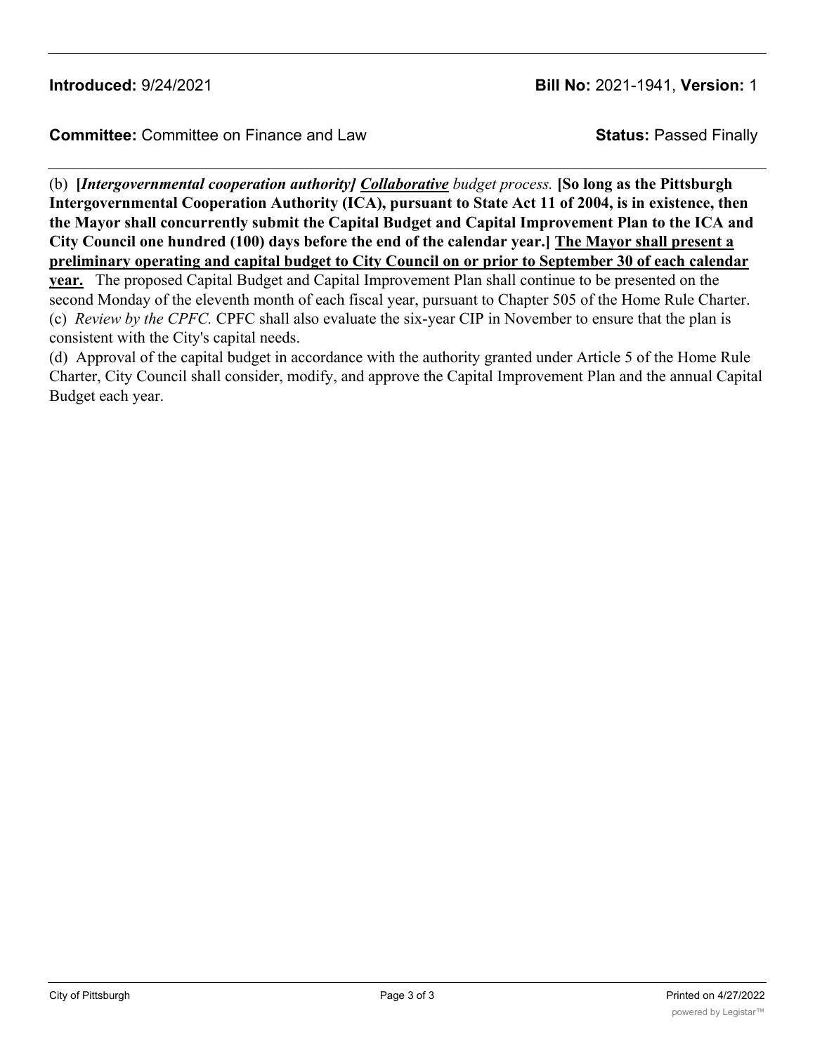**Introduced:** 9/24/2021 **Bill No:** 2021-1941, **Version:** 1

**Committee:** Committee on Finance and Law **Status:** Passed Finally

(b) **[*Intergovernmental cooperation authority]*** ***Collaborative*** *budget process.* **[So long as the Pittsburgh Intergovernmental Cooperation Authority (ICA), pursuant to State Act 11 of 2004, is in existence, then the Mayor shall concurrently submit the Capital Budget and Capital Improvement Plan to the ICA and City Council one hundred (100) days before the end of the calendar year.]** **The Mayor shall present a preliminary operating and capital budget to City Council on or prior to September 30 of each calendar year.** The proposed Capital Budget and Capital Improvement Plan shall continue to be presented on the second Monday of the eleventh month of each fiscal year, pursuant to Chapter 505 of the Home Rule Charter.

(c) *Review by the CPFC.* CPFC shall also evaluate the six-year CIP in November to ensure that the plan is consistent with the City's capital needs.

(d) Approval of the capital budget in accordance with the authority granted under Article 5 of the Home Rule Charter, City Council shall consider, modify, and approve the Capital Improvement Plan and the annual Capital Budget each year.